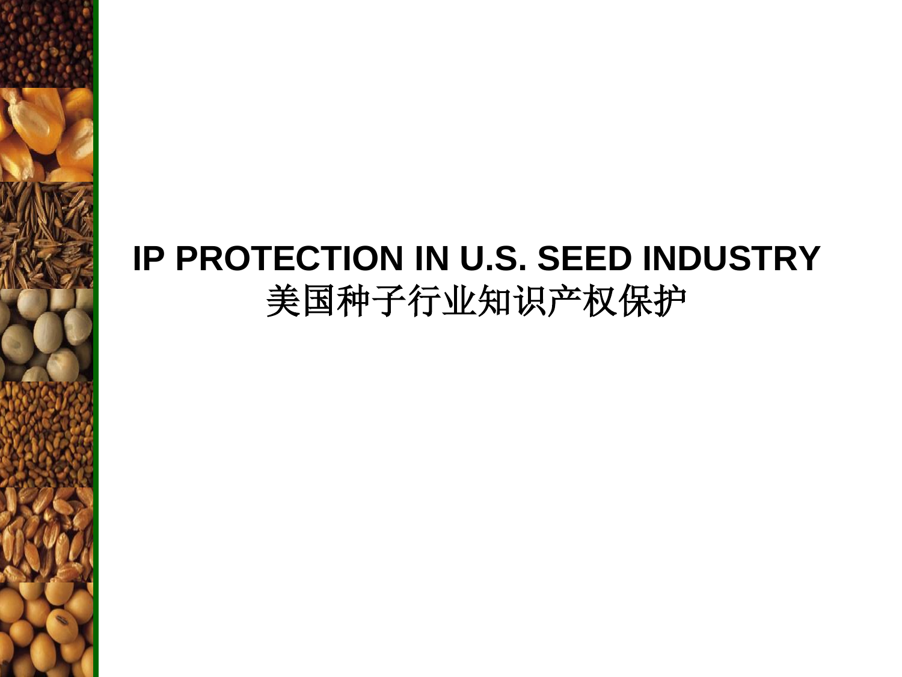# IP PROTECTION IN U.S. SEED INDUSTRY
# 美国种子行业知识产权保护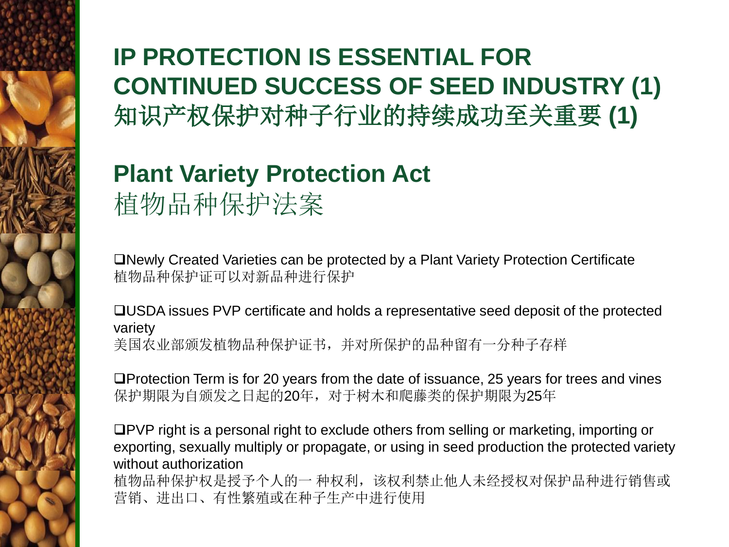# IP PROTECTION IS ESSENTIAL FOR CONTINUED SUCCESS OF SEED INDUSTRY (1)
# 知识产权保护对种子行业的持续成功至关重要 (1)

## Plant Variety Protection Act
## 植物品种保护法案

- Newly Created Varieties can be protected by a Plant Variety Protection Certificate
  植物品种保护证可以对新品种进行保护

- USDA issues PVP certificate and holds a representative seed deposit of the protected variety
  美国农业部颁发植物品种保护证书，并对所保护的品种留有一分种子存样

- Protection Term is for 20 years from the date of issuance, 25 years for trees and vines
  保护期限为自颁发之日起的20年，对于树木和爬藤类的保护期限为25年

- PVP right is a personal right to exclude others from selling or marketing, importing or exporting, sexually multiply or propagate, or using in seed production the protected variety without authorization
  植物品种保护权是授予个人的一 种权利，该权利禁止他人未经授权对保护品种进行销售或营销、进出口、有性繁殖或在种子生产中进行使用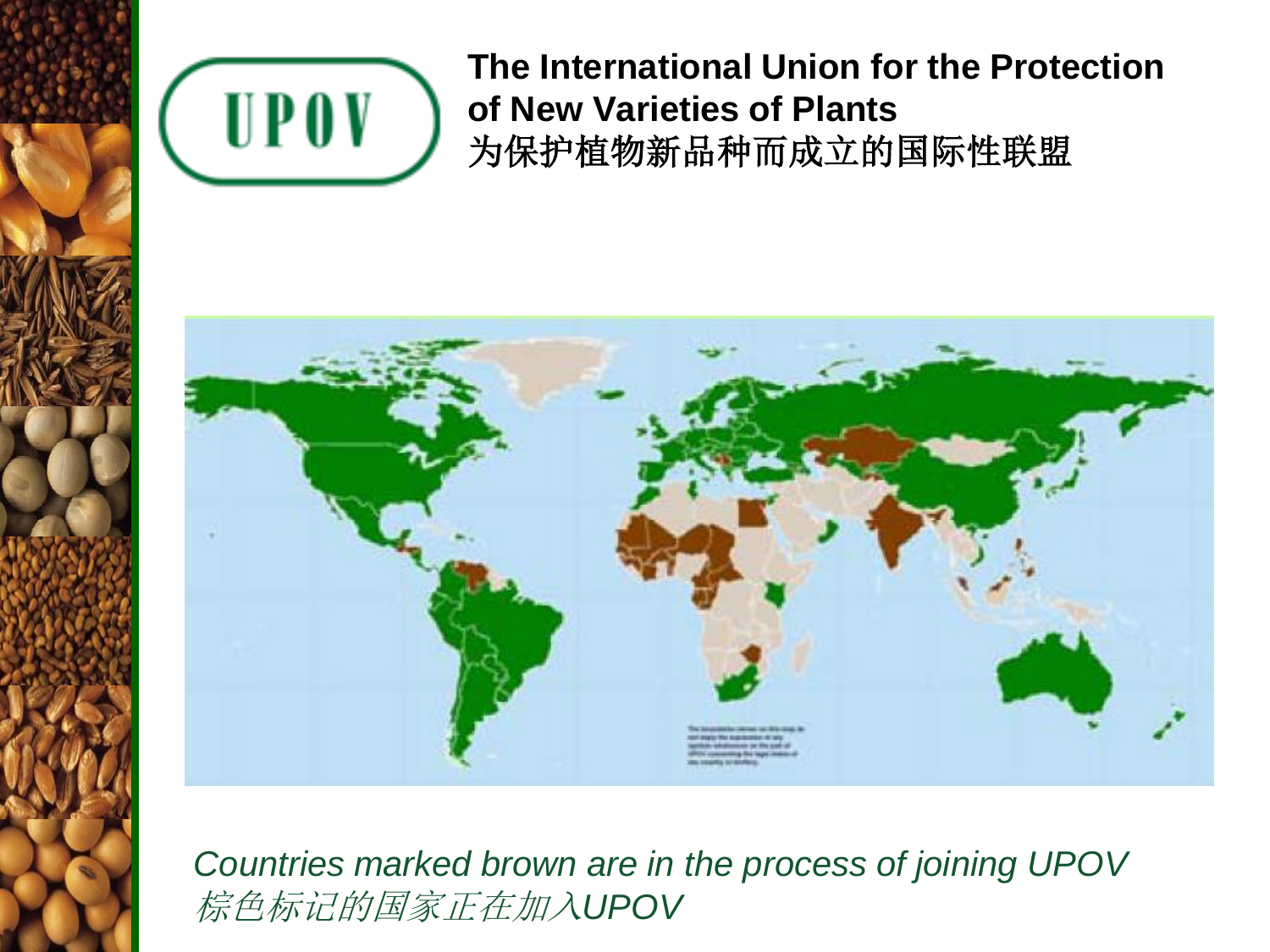UPOV

**The International Union for the Protection of New Varieties of Plants**
**为保护植物新品种而成立的国际性联盟**

*Countries marked brown are in the process of joining UPOV*
*棕色标记的国家正在加入UPOV*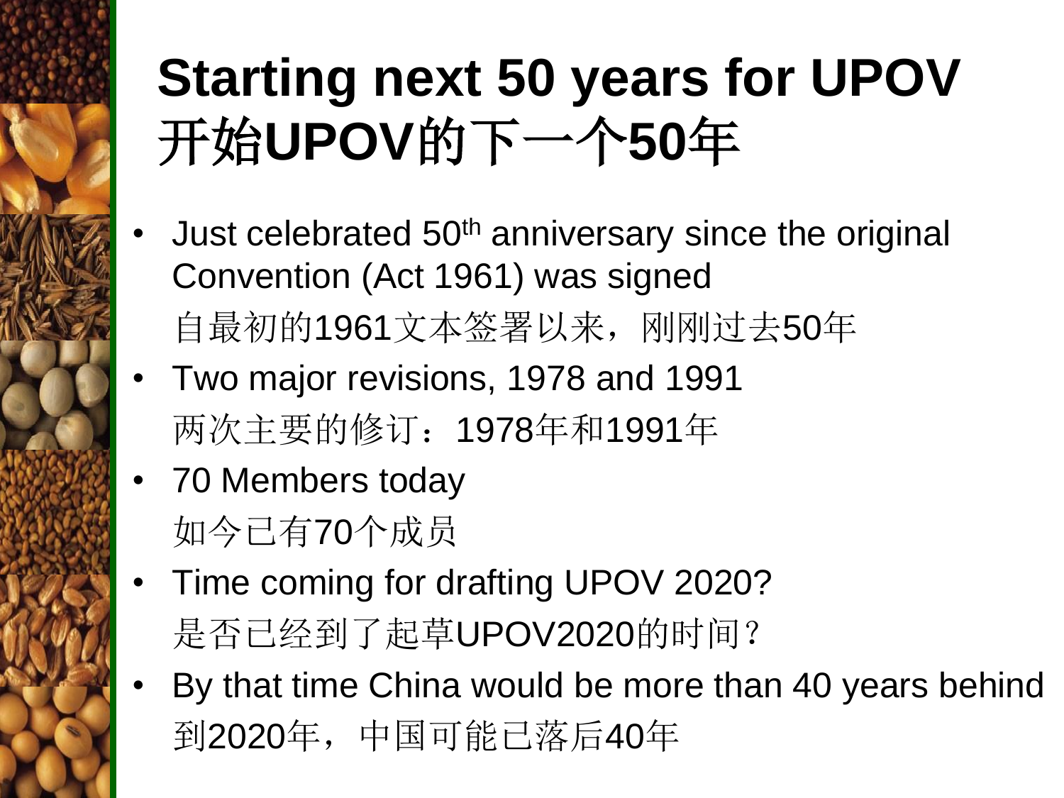# Starting next 50 years for UPOV
# 开始UPOV的下一个50年

- Just celebrated 50th anniversary since the original Convention (Act 1961) was signed

  自最初的1961文本签署以来，刚刚过去50年
- Two major revisions, 1978 and 1991

  两次主要的修订：1978年和1991年
- 70 Members today

  如今已有70个成员
- Time coming for drafting UPOV 2020?

  是否已经到了起草UPOV2020的时间？
- By that time China would be more than 40 years behind

  到2020年，中国可能已落后40年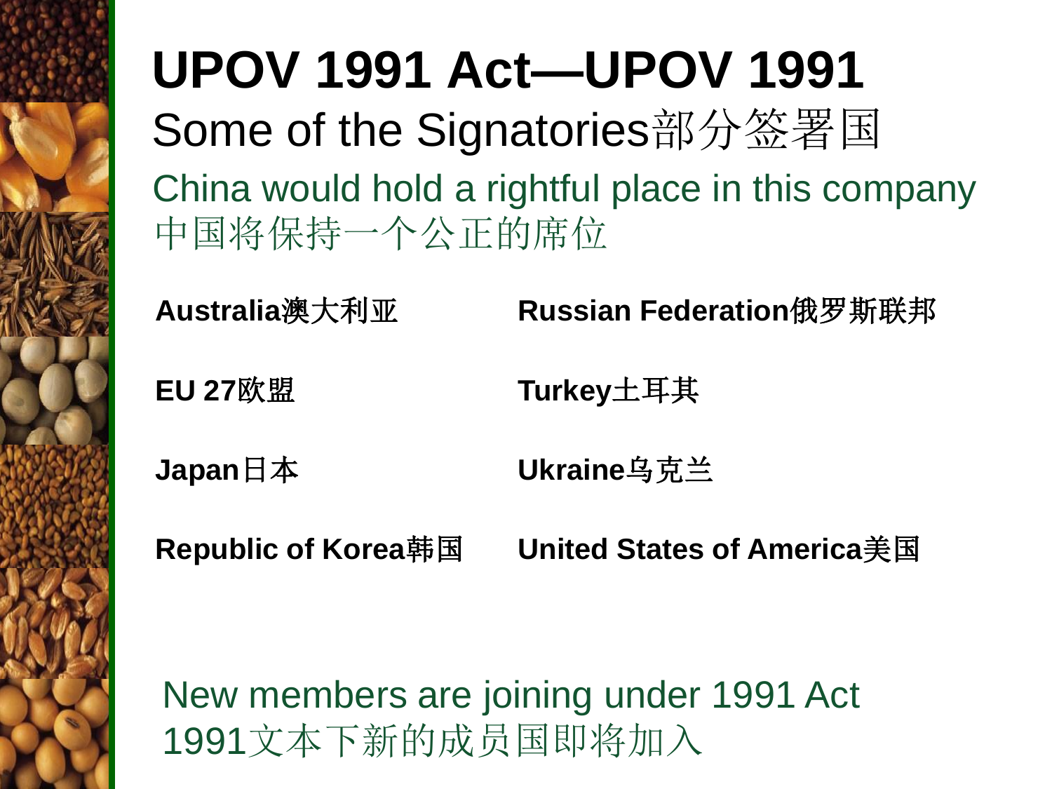# UPOV 1991 Act—UPOV 1991

## Some of the Signatories部分签署国

China would hold a rightful place in this company
中国将保持一个公正的席位

**Australia澳大利亚**

**EU 27欧盟**

**Japan日本**

**Republic of Korea韩国**

**Russian Federation俄罗斯联邦**

**Turkey土耳其**

**Ukraine乌克兰**

**United States of America美国**

New members are joining under 1991 Act
1991文本下新的成员国即将加入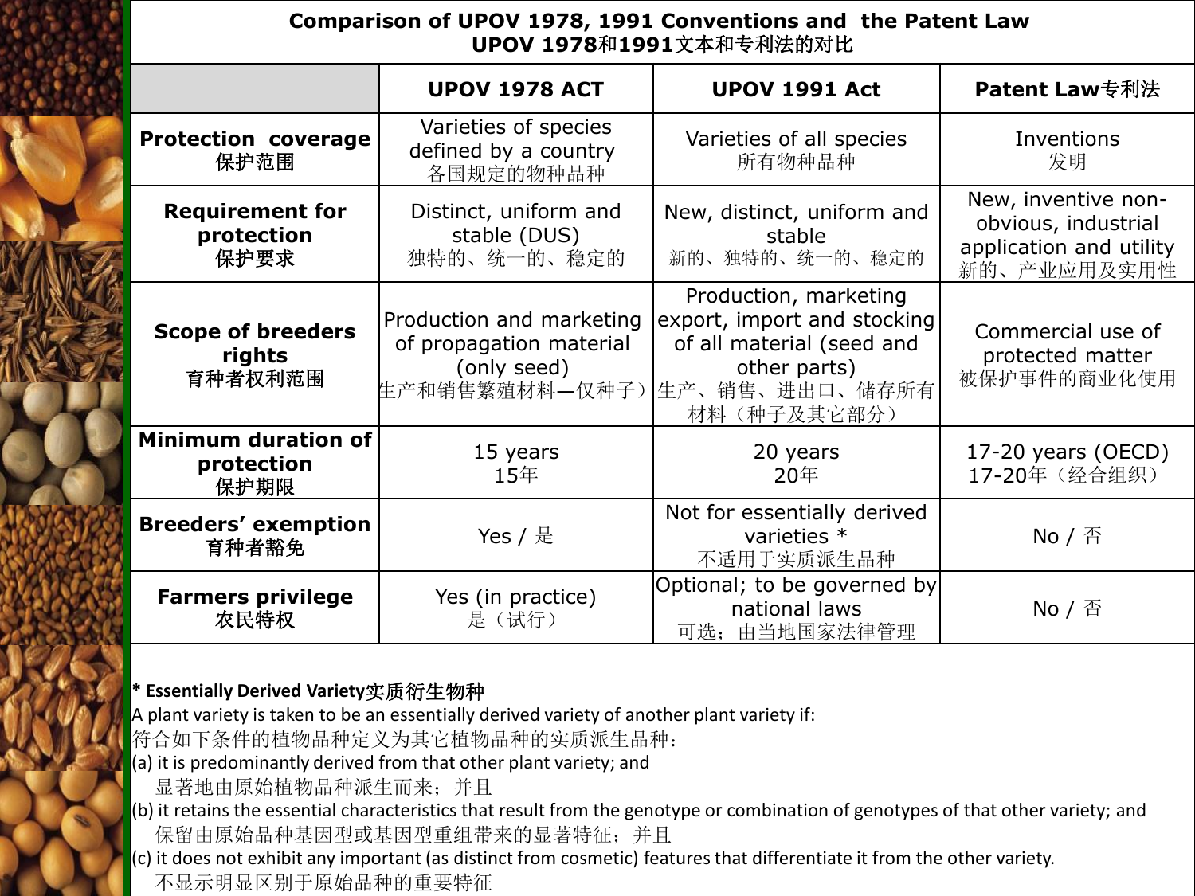# Comparison of UPOV 1978, 1991 Conventions and the Patent Law
## UPOV 1978和1991文本和专利法的对比

| | UPOV 1978 ACT | UPOV 1991 Act | Patent Law专利法 |
|---|---|---|---|
| **Protection coverage 保护范围** | Varieties of species defined by a country 各国规定的物种品种 | Varieties of all species 所有物种品种 | Inventions 发明 |
| **Requirement for protection 保护要求** | Distinct, uniform and stable (DUS) 独特的、统一的、稳定的 | New, distinct, uniform and stable 新的、独特的、统一的、稳定的 | New, inventive non-obvious, industrial application and utility 新的、产业应用及实用性 |
| **Scope of breeders rights 育种者权利范围** | Production and marketing of propagation material (only seed) 生产和销售繁殖材料—仅种子） | Production, marketing export, import and stocking of all material (seed and other parts) 生产、销售、进出口、储存所有材料（种子及其它部分） | Commercial use of protected matter 被保护事件的商业化使用 |
| **Minimum duration of protection 保护期限** | 15 years 15年 | 20 years 20年 | 17-20 years (OECD) 17-20年（经合组织） |
| **Breeders' exemption 育种者豁免** | Yes / 是 | Not for essentially derived varieties * 不适用于实质派生品种 | No / 否 |
| **Farmers privilege 农民特权** | Yes (in practice) 是（试行） | Optional; to be governed by national laws 可选；由当地国家法律管理 | No / 否 |

**\* Essentially Derived Variety实质衍生物种**

A plant variety is taken to be an essentially derived variety of another plant variety if:
符合如下条件的植物品种定义为其它植物品种的实质派生品种：

(a) it is predominantly derived from that other plant variety; and
显著地由原始植物品种派生而来；并且

(b) it retains the essential characteristics that result from the genotype or combination of genotypes of that other variety; and
保留由原始品种基因型或基因型重组带来的显著特征；并且

(c) it does not exhibit any important (as distinct from cosmetic) features that differentiate it from the other variety.
不显示明显区别于原始品种的重要特征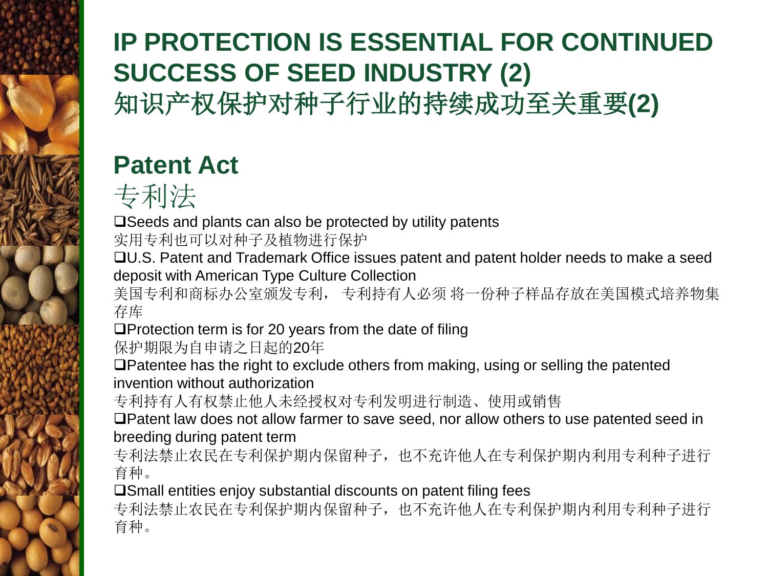# IP PROTECTION IS ESSENTIAL FOR CONTINUED SUCCESS OF SEED INDUSTRY (2)
# 知识产权保护对种子行业的持续成功至关重要(2)

## Patent Act
## 专利法

- Seeds and plants can also be protected by utility patents
  实用专利也可以对种子及植物进行保护
- U.S. Patent and Trademark Office issues patent and patent holder needs to make a seed deposit with American Type Culture Collection
  美国专利和商标办公室颁发专利， 专利持有人必须 将一份种子样品存放在美国模式培养物集存库
- Protection term is for 20 years from the date of filing
  保护期限为自申请之日起的20年
- Patentee has the right to exclude others from making, using or selling the patented invention without authorization
  专利持有人有权禁止他人未经授权对专利发明进行制造、使用或销售
- Patent law does not allow farmer to save seed, nor allow others to use patented seed in breeding during patent term
  专利法禁止农民在专利保护期内保留种子，也不允许他人在专利保护期内利用专利种子进行育种。
- Small entities enjoy substantial discounts on patent filing fees
  专利法禁止农民在专利保护期内保留种子，也不允许他人在专利保护期内利用专利种子进行育种。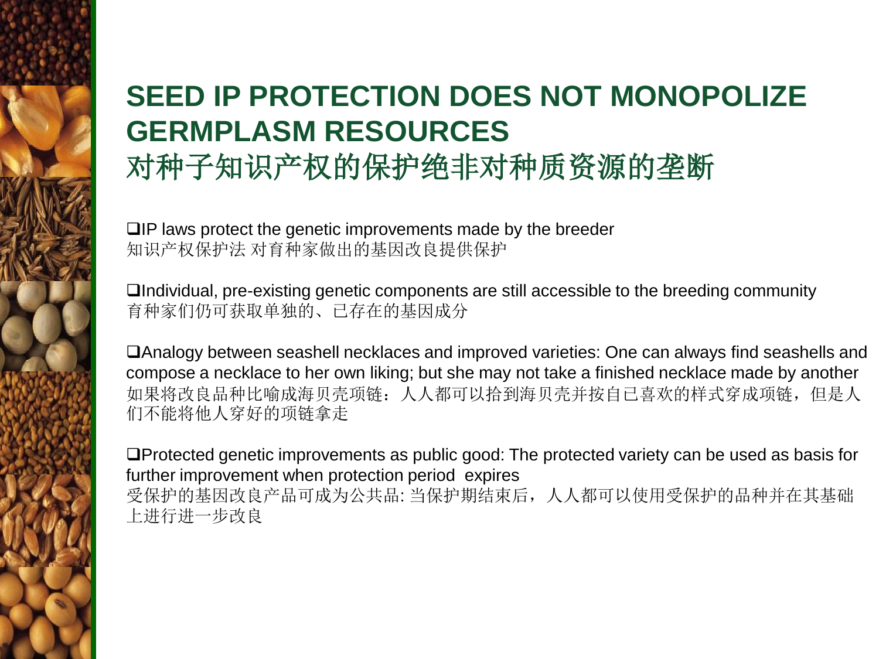# SEED IP PROTECTION DOES NOT MONOPOLIZE GERMPLASM RESOURCES
# 对种子知识产权的保护绝非对种质资源的垄断

- IP laws protect the genetic improvements made by the breeder
  知识产权保护法 对育种家做出的基因改良提供保护

- Individual, pre-existing genetic components are still accessible to the breeding community
  育种家们仍可获取单独的、已存在的基因成分

- Analogy between seashell necklaces and improved varieties: One can always find seashells and compose a necklace to her own liking; but she may not take a finished necklace made by another
  如果将改良品种比喻成海贝壳项链：人人都可以拾到海贝壳并按自己喜欢的样式穿成项链，但是人们不能将他人穿好的项链拿走

- Protected genetic improvements as public good: The protected variety can be used as basis for further improvement when protection period expires
  受保护的基因改良产品可成为公共品: 当保护期结束后，人人都可以使用受保护的品种并在其基础上进行进一步改良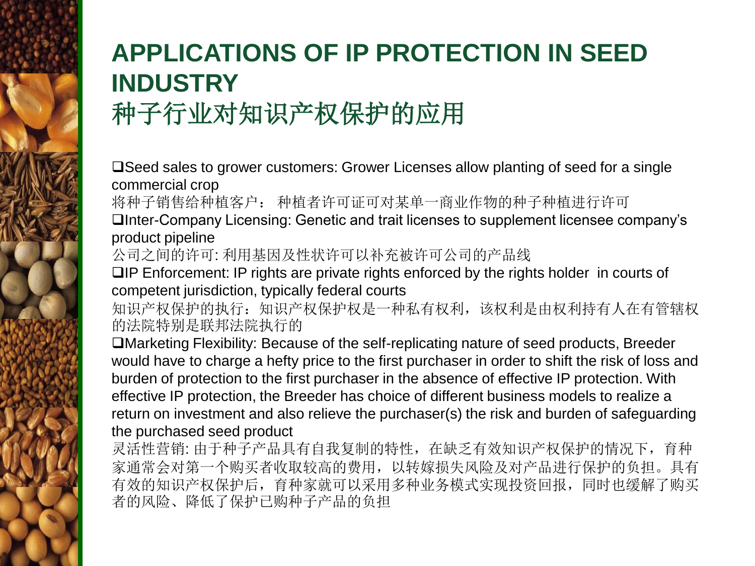# APPLICATIONS OF IP PROTECTION IN SEED INDUSTRY
# 种子行业对知识产权保护的应用

- Seed sales to grower customers: Grower Licenses allow planting of seed for a single commercial crop

  将种子销售给种植客户： 种植者许可证可对某单一商业作物的种子种植进行许可

- Inter-Company Licensing: Genetic and trait licenses to supplement licensee company's product pipeline

  公司之间的许可: 利用基因及性状许可以补充被许可公司的产品线

- IP Enforcement: IP rights are private rights enforced by the rights holder in courts of competent jurisdiction, typically federal courts

  知识产权保护的执行：知识产权保护权是一种私有权利，该权利是由权利持有人在有管辖权的法院特别是联邦法院执行的

- Marketing Flexibility: Because of the self-replicating nature of seed products, Breeder would have to charge a hefty price to the first purchaser in order to shift the risk of loss and burden of protection to the first purchaser in the absence of effective IP protection. With effective IP protection, the Breeder has choice of different business models to realize a return on investment and also relieve the purchaser(s) the risk and burden of safeguarding the purchased seed product

  灵活性营销: 由于种子产品具有自我复制的特性，在缺乏有效知识产权保护的情况下，育种家通常会对第一个购买者收取较高的费用，以转嫁损失风险及对产品进行保护的负担。具有有效的知识产权保护后，育种家就可以采用多种业务模式实现投资回报，同时也缓解了购买者的风险、降低了保护已购种子产品的负担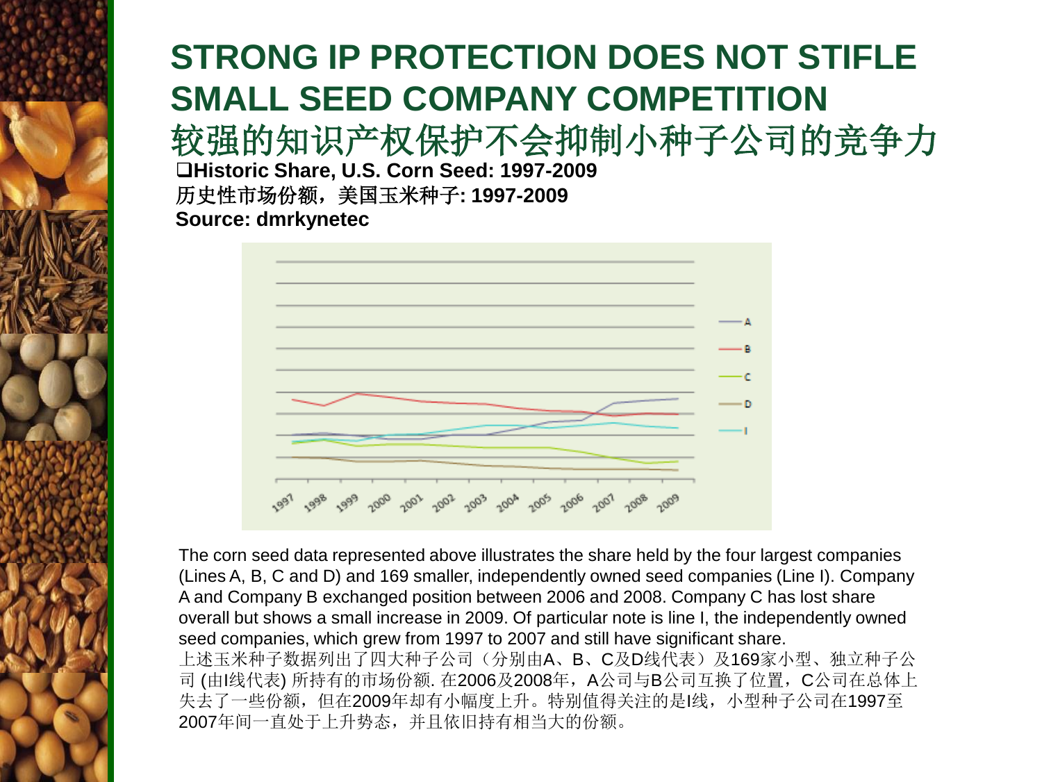# STRONG IP PROTECTION DOES NOT STIFLE SMALL SEED COMPANY COMPETITION

# 较强的知识产权保护不会抑制小种子公司的竞争力

- **Historic Share, U.S. Corn Seed: 1997-2009**

**历史性市场份额，美国玉米种子: 1997-2009**

**Source: dmrkynetec**

The corn seed data represented above illustrates the share held by the four largest companies (Lines A, B, C and D) and 169 smaller, independently owned seed companies (Line I). Company A and Company B exchanged position between 2006 and 2008. Company C has lost share overall but shows a small increase in 2009. Of particular note is line I, the independently owned seed companies, which grew from 1997 to 2007 and still have significant share.

上述玉米种子数据列出了四大种子公司（分别由A、B、C及D线代表）及169家小型、独立种子公司 (由I线代表) 所持有的市场份额. 在2006及2008年，A公司与B公司互换了位置，C公司在总体上失去了一些份额，但在2009年却有小幅度上升。特别值得关注的是I线，小型种子公司在1997至2007年间一直处于上升势态，并且依旧持有相当大的份额。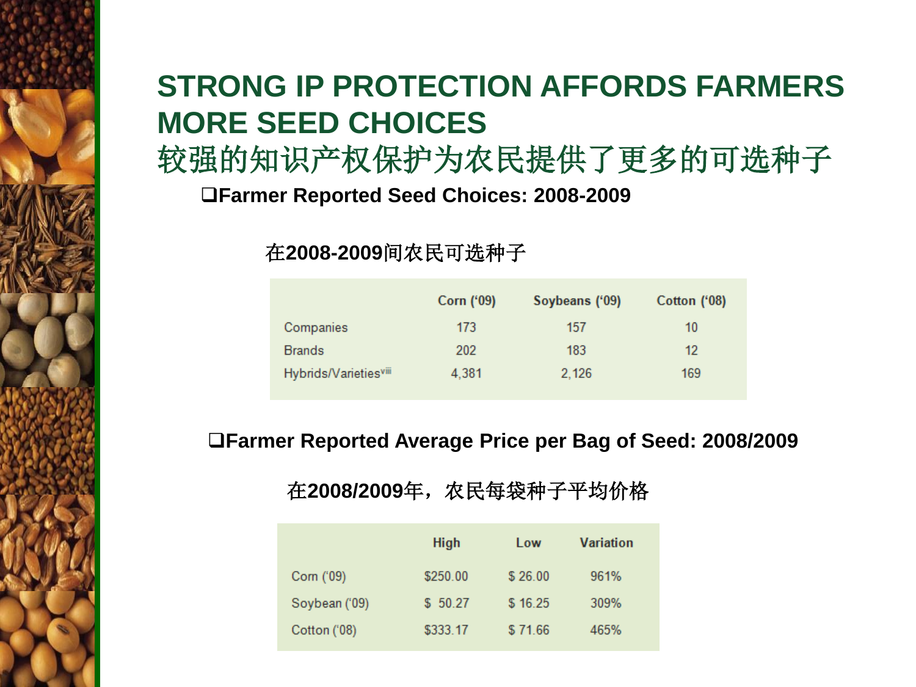# STRONG IP PROTECTION AFFORDS FARMERS MORE SEED CHOICES

# 较强的知识产权保护为农民提供了更多的可选种子

- **Farmer Reported Seed Choices: 2008-2009**

在**2008-2009**间农民可选种子

| | Corn ('09) | Soybeans ('09) | Cotton ('08) |
|---|---|---|---|
| Companies | 173 | 157 | 10 |
| Brands | 202 | 183 | 12 |
| Hybrids/Varieties[viii] | 4,381 | 2,126 | 169 |

- **Farmer Reported Average Price per Bag of Seed: 2008/2009**

在**2008/2009**年，农民每袋种子平均价格

| | High | Low | Variation |
|---|---|---|---|
| Corn ('09) | $250.00 | $ 26.00 | 961% |
| Soybean ('09) | $ 50.27 | $ 16.25 | 309% |
| Cotton ('08) | $333.17 | $ 71.66 | 465% |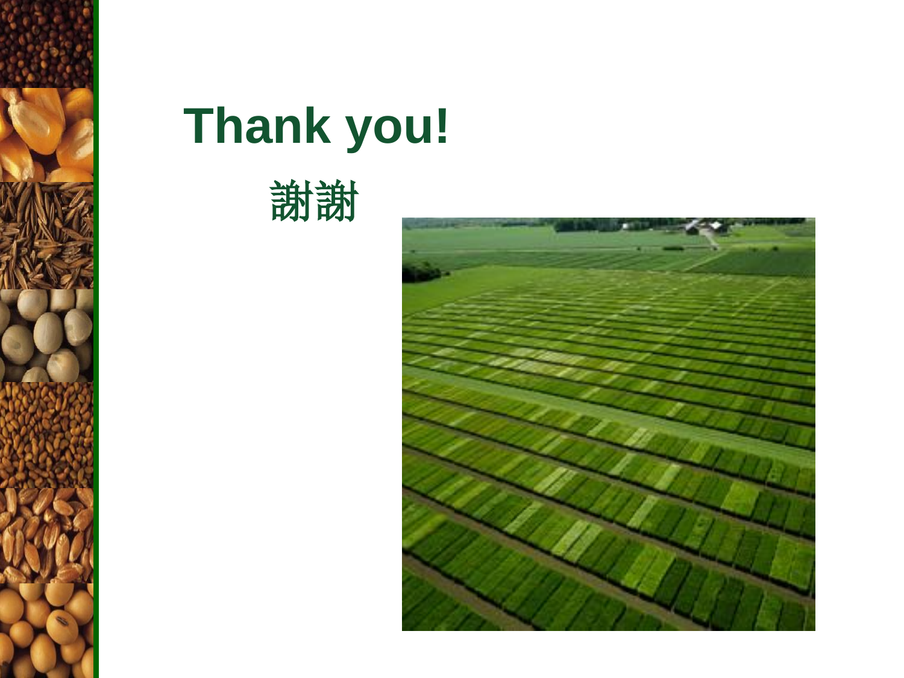# Thank you!

謝謝